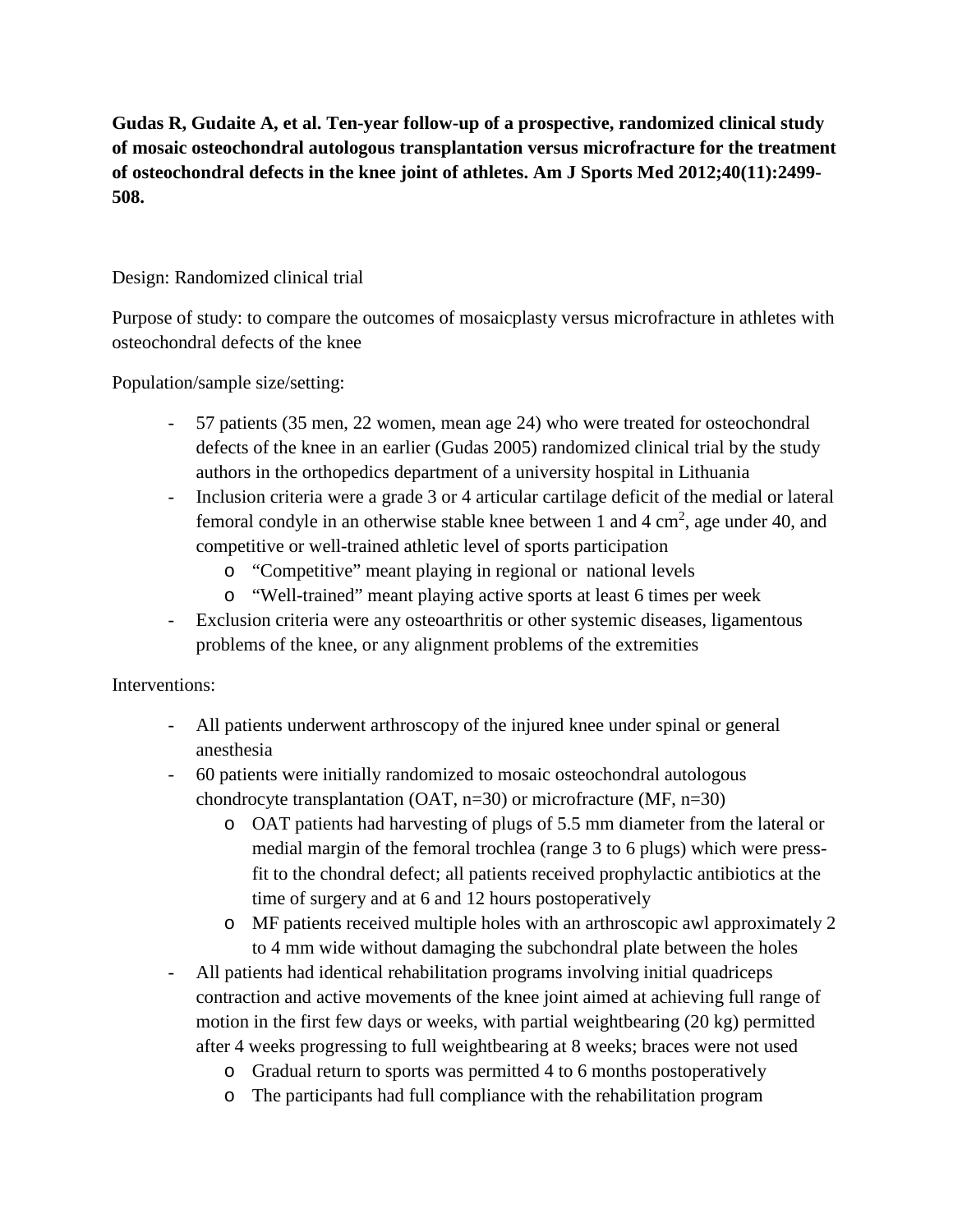**Gudas R, Gudaite A, et al. Ten-year follow-up of a prospective, randomized clinical study of mosaic osteochondral autologous transplantation versus microfracture for the treatment of osteochondral defects in the knee joint of athletes. Am J Sports Med 2012;40(11):2499-508.**

Design: Randomized clinical trial

Purpose of study: to compare the outcomes of mosaicplasty versus microfracture in athletes with osteochondral defects of the knee

Population/sample size/setting:

- 57 patients (35 men, 22 women, mean age 24) who were treated for osteochondral defects of the knee in an earlier (Gudas 2005) randomized clinical trial by the study authors in the orthopedics department of a university hospital in Lithuania
- Inclusion criteria were a grade 3 or 4 articular cartilage deficit of the medial or lateral femoral condyle in an otherwise stable knee between 1 and 4 $cm^2$, age under 40, and competitive or well-trained athletic level of sports participation
    - "Competitive" meant playing in regional or national levels
    - "Well-trained" meant playing active sports at least 6 times per week
- Exclusion criteria were any osteoarthritis or other systemic diseases, ligamentous problems of the knee, or any alignment problems of the extremities

Interventions:

- All patients underwent arthroscopy of the injured knee under spinal or general anesthesia
- 60 patients were initially randomized to mosaic osteochondral autologous chondrocyte transplantation (OAT, n=30) or microfracture (MF, n=30)
    - OAT patients had harvesting of plugs of 5.5 mm diameter from the lateral or medial margin of the femoral trochlea (range 3 to 6 plugs) which were press-fit to the chondral defect; all patients received prophylactic antibiotics at the time of surgery and at 6 and 12 hours postoperatively
    - MF patients received multiple holes with an arthroscopic awl approximately 2 to 4 mm wide without damaging the subchondral plate between the holes
- All patients had identical rehabilitation programs involving initial quadriceps contraction and active movements of the knee joint aimed at achieving full range of motion in the first few days or weeks, with partial weightbearing (20 kg) permitted after 4 weeks progressing to full weightbearing at 8 weeks; braces were not used
    - Gradual return to sports was permitted 4 to 6 months postoperatively
    - The participants had full compliance with the rehabilitation program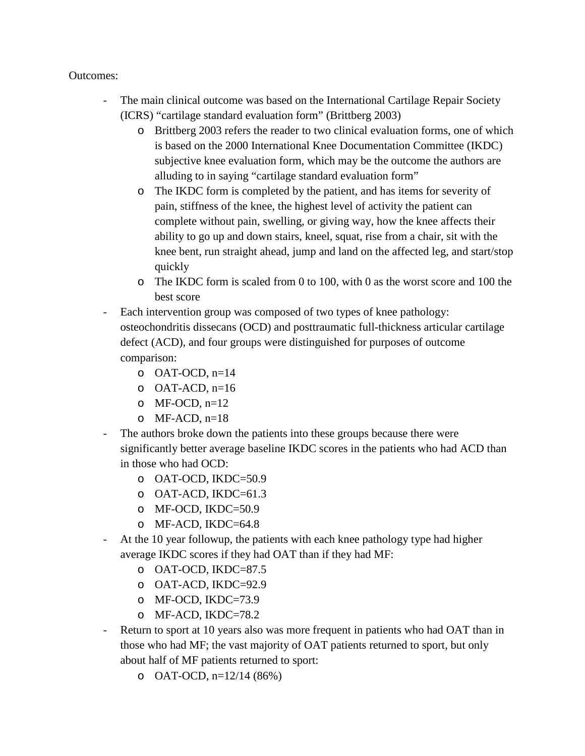Outcomes:

- The main clinical outcome was based on the International Cartilage Repair Society (ICRS) "cartilage standard evaluation form" (Brittberg 2003)
    - Brittberg 2003 refers the reader to two clinical evaluation forms, one of which is based on the 2000 International Knee Documentation Committee (IKDC) subjective knee evaluation form, which may be the outcome the authors are alluding to in saying "cartilage standard evaluation form"
    - The IKDC form is completed by the patient, and has items for severity of pain, stiffness of the knee, the highest level of activity the patient can complete without pain, swelling, or giving way, how the knee affects their ability to go up and down stairs, kneel, squat, rise from a chair, sit with the knee bent, run straight ahead, jump and land on the affected leg, and start/stop quickly
    - The IKDC form is scaled from 0 to 100, with 0 as the worst score and 100 the best score
- Each intervention group was composed of two types of knee pathology: osteochondritis dissecans (OCD) and posttraumatic full-thickness articular cartilage defect (ACD), and four groups were distinguished for purposes of outcome comparison:
    - OAT-OCD, n=14
    - OAT-ACD, n=16
    - MF-OCD, n=12
    - MF-ACD, n=18
- The authors broke down the patients into these groups because there were significantly better average baseline IKDC scores in the patients who had ACD than in those who had OCD:
    - OAT-OCD, IKDC=50.9
    - OAT-ACD, IKDC=61.3
    - MF-OCD, IKDC=50.9
    - MF-ACD, IKDC=64.8
- At the 10 year followup, the patients with each knee pathology type had higher average IKDC scores if they had OAT than if they had MF:
    - OAT-OCD, IKDC=87.5
    - OAT-ACD, IKDC=92.9
    - MF-OCD, IKDC=73.9
    - MF-ACD, IKDC=78.2
- Return to sport at 10 years also was more frequent in patients who had OAT than in those who had MF; the vast majority of OAT patients returned to sport, but only about half of MF patients returned to sport:
    - OAT-OCD, n=12/14 (86%)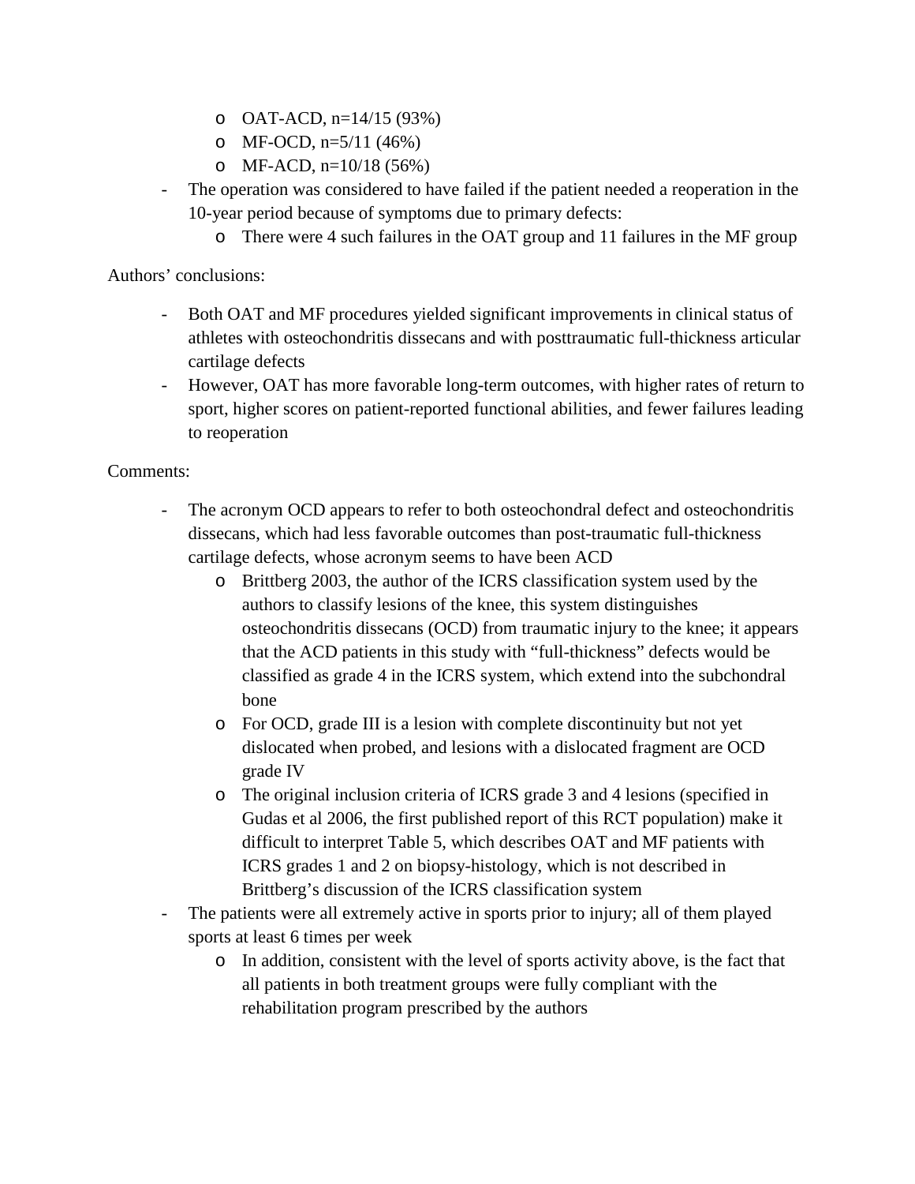- OAT-ACD, n=14/15 (93%)
  - MF-OCD, n=5/11 (46%)
  - MF-ACD, n=10/18 (56%)
- The operation was considered to have failed if the patient needed a reoperation in the 10-year period because of symptoms due to primary defects:
  - There were 4 such failures in the OAT group and 11 failures in the MF group

Authors' conclusions:

- Both OAT and MF procedures yielded significant improvements in clinical status of athletes with osteochondritis dissecans and with posttraumatic full-thickness articular cartilage defects
- However, OAT has more favorable long-term outcomes, with higher rates of return to sport, higher scores on patient-reported functional abilities, and fewer failures leading to reoperation

Comments:

- The acronym OCD appears to refer to both osteochondral defect and osteochondritis dissecans, which had less favorable outcomes than post-traumatic full-thickness cartilage defects, whose acronym seems to have been ACD
  - Brittberg 2003, the author of the ICRS classification system used by the authors to classify lesions of the knee, this system distinguishes osteochondritis dissecans (OCD) from traumatic injury to the knee; it appears that the ACD patients in this study with "full-thickness" defects would be classified as grade 4 in the ICRS system, which extend into the subchondral bone
  - For OCD, grade III is a lesion with complete discontinuity but not yet dislocated when probed, and lesions with a dislocated fragment are OCD grade IV
  - The original inclusion criteria of ICRS grade 3 and 4 lesions (specified in Gudas et al 2006, the first published report of this RCT population) make it difficult to interpret Table 5, which describes OAT and MF patients with ICRS grades 1 and 2 on biopsy-histology, which is not described in Brittberg's discussion of the ICRS classification system
- The patients were all extremely active in sports prior to injury; all of them played sports at least 6 times per week
  - In addition, consistent with the level of sports activity above, is the fact that all patients in both treatment groups were fully compliant with the rehabilitation program prescribed by the authors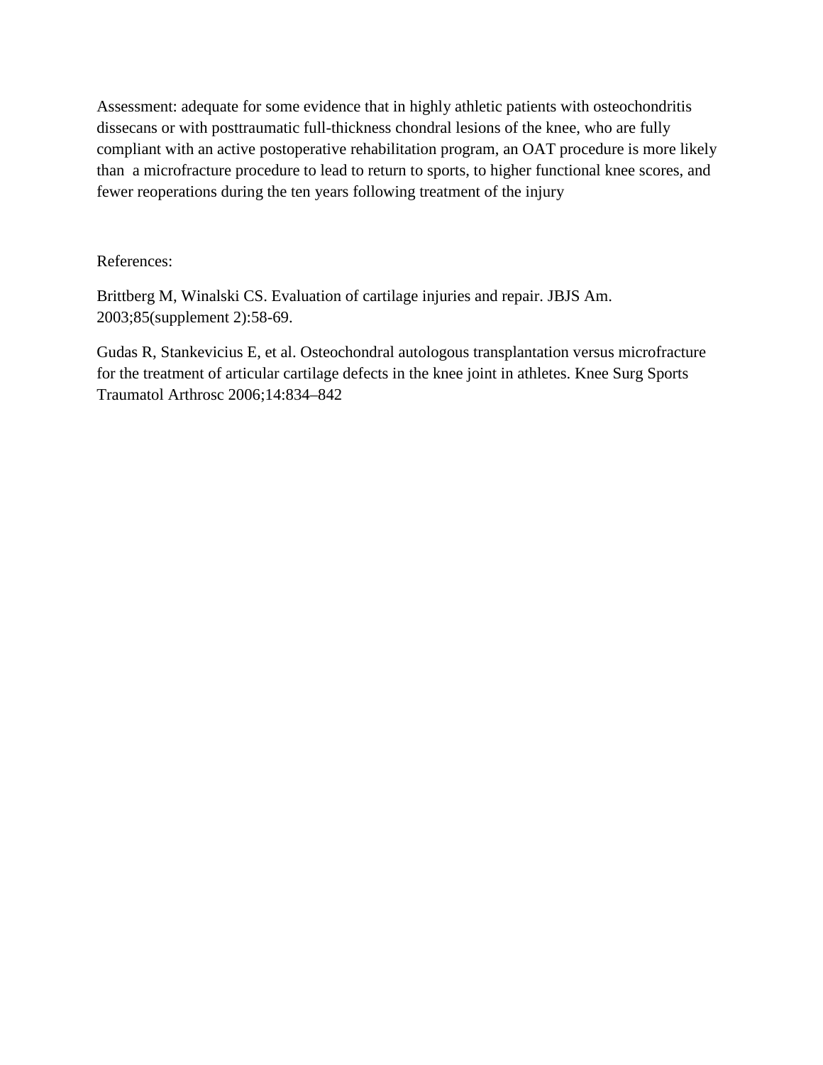Assessment: adequate for some evidence that in highly athletic patients with osteochondritis dissecans or with posttraumatic full-thickness chondral lesions of the knee, who are fully compliant with an active postoperative rehabilitation program, an OAT procedure is more likely than a microfracture procedure to lead to return to sports, to higher functional knee scores, and fewer reoperations during the ten years following treatment of the injury

References:

Brittberg M, Winalski CS. Evaluation of cartilage injuries and repair. JBJS Am. 2003;85(supplement 2):58-69.

Gudas R, Stankevicius E, et al. Osteochondral autologous transplantation versus microfracture for the treatment of articular cartilage defects in the knee joint in athletes. Knee Surg Sports Traumatol Arthrosc 2006;14:834–842